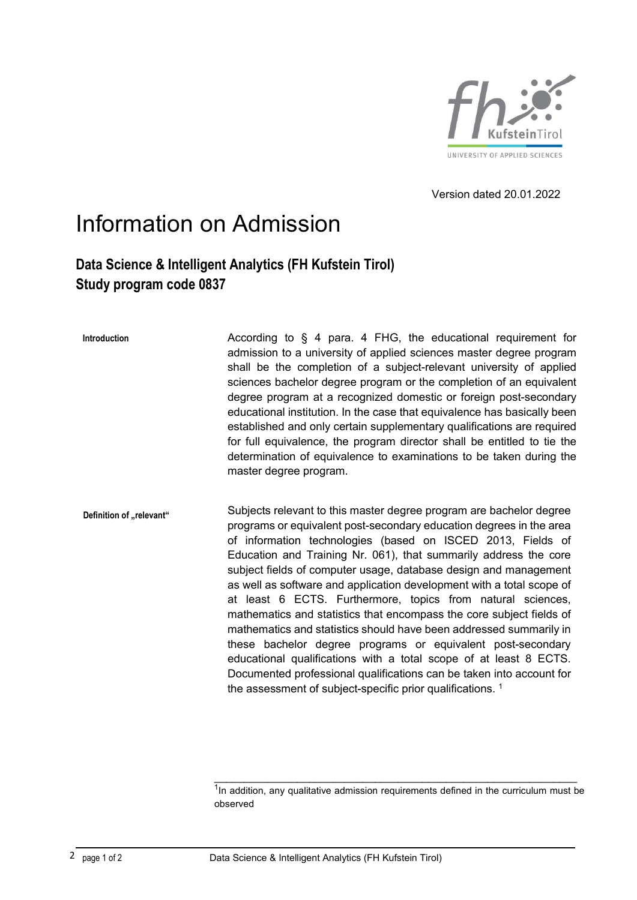Version dated 20.01.2022

# Information on Admission

## Data Science & Intelligent Analytics (FH Kufstein Tirol)
## Study program code 0837

**Introduction**

According to § 4 para. 4 FHG, the educational requirement for admission to a university of applied sciences master degree program shall be the completion of a subject-relevant university of applied sciences bachelor degree program or the completion of an equivalent degree program at a recognized domestic or foreign post-secondary educational institution. In the case that equivalence has basically been established and only certain supplementary qualifications are required for full equivalence, the program director shall be entitled to tie the determination of equivalence to examinations to be taken during the master degree program.

**Definition of „relevant“**

Subjects relevant to this master degree program are bachelor degree programs or equivalent post-secondary education degrees in the area of information technologies (based on ISCED 2013, Fields of Education and Training Nr. 061), that summarily address the core subject fields of computer usage, database design and management as well as software and application development with a total scope of at least 6 ECTS. Furthermore, topics from natural sciences, mathematics and statistics that encompass the core subject fields of mathematics and statistics should have been addressed summarily in these bachelor degree programs or equivalent post-secondary educational qualifications with a total scope of at least 8 ECTS. Documented professional qualifications can be taken into account for the assessment of subject-specific prior qualifications. [1]

---

[1] In addition, any qualitative admission requirements defined in the curriculum must be observed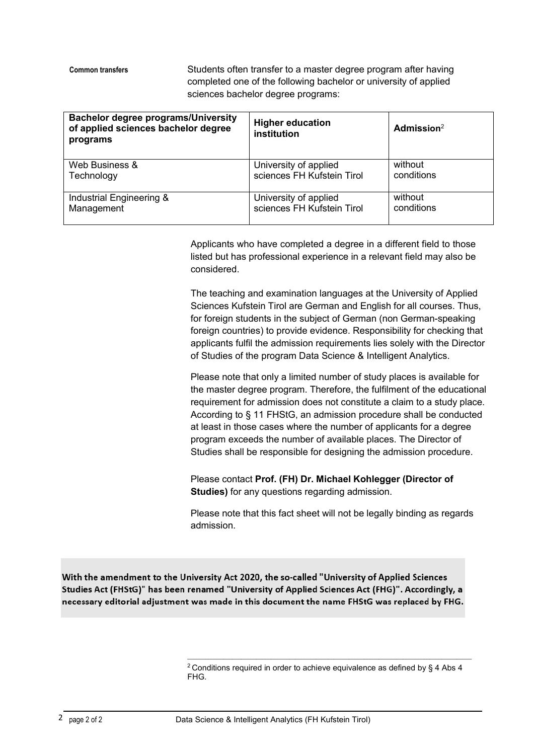**Common transfers**

Students often transfer to a master degree program after having completed one of the following bachelor or university of applied sciences bachelor degree programs:

| Bachelor degree programs/University of applied sciences bachelor degree programs | Higher education institution | Admission[2] |
|---|---|---|
| Web Business & Technology | University of applied sciences FH Kufstein Tirol | without conditions |
| Industrial Engineering & Management | University of applied sciences FH Kufstein Tirol | without conditions |

Applicants who have completed a degree in a different field to those listed but has professional experience in a relevant field may also be considered.

The teaching and examination languages at the University of Applied Sciences Kufstein Tirol are German and English for all courses. Thus, for foreign students in the subject of German (non German-speaking foreign countries) to provide evidence. Responsibility for checking that applicants fulfil the admission requirements lies solely with the Director of Studies of the program Data Science & Intelligent Analytics.

Please note that only a limited number of study places is available for the master degree program. Therefore, the fulfilment of the educational requirement for admission does not constitute a claim to a study place. According to § 11 FHStG, an admission procedure shall be conducted at least in those cases where the number of applicants for a degree program exceeds the number of available places. The Director of Studies shall be responsible for designing the admission procedure.

Please contact **Prof. (FH) Dr. Michael Kohlegger (Director of Studies)** for any questions regarding admission.

Please note that this fact sheet will not be legally binding as regards admission.

**With the amendment to the University Act 2020, the so-called "University of Applied Sciences Studies Act (FHStG)" has been renamed "University of Applied Sciences Act (FHG)". Accordingly, a necessary editorial adjustment was made in this document the name FHStG was replaced by FHG.**

[2] Conditions required in order to achieve equivalence as defined by § 4 Abs 4 FHG.